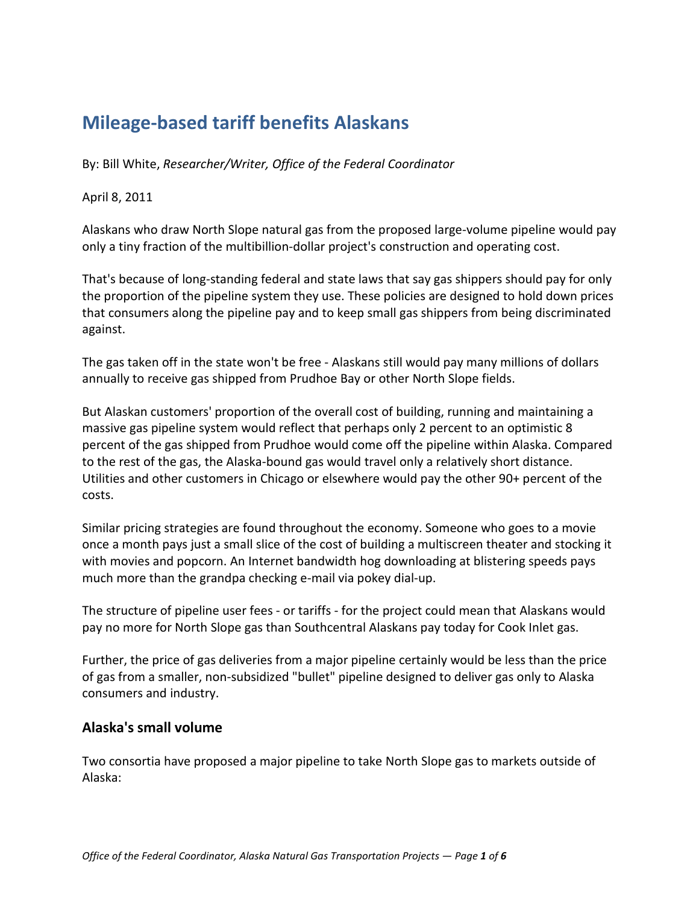# Mileage-based tariff benefits Alaskans

By: Bill White, *Researcher/Writer, Office of the Federal Coordinator*

April 8, 2011

Alaskans who draw North Slope natural gas from the proposed large-volume pipeline would pay only a tiny fraction of the multibillion-dollar project's construction and operating cost.

That's because of long-standing federal and state laws that say gas shippers should pay for only the proportion of the pipeline system they use. These policies are designed to hold down prices that consumers along the pipeline pay and to keep small gas shippers from being discriminated against.

The gas taken off in the state won't be free - Alaskans still would pay many millions of dollars annually to receive gas shipped from Prudhoe Bay or other North Slope fields.

But Alaskan customers' proportion of the overall cost of building, running and maintaining a massive gas pipeline system would reflect that perhaps only 2 percent to an optimistic 8 percent of the gas shipped from Prudhoe would come off the pipeline within Alaska. Compared to the rest of the gas, the Alaska-bound gas would travel only a relatively short distance. Utilities and other customers in Chicago or elsewhere would pay the other 90+ percent of the costs.

Similar pricing strategies are found throughout the economy. Someone who goes to a movie once a month pays just a small slice of the cost of building a multiscreen theater and stocking it with movies and popcorn. An Internet bandwidth hog downloading at blistering speeds pays much more than the grandpa checking e-mail via pokey dial-up.

The structure of pipeline user fees - or tariffs - for the project could mean that Alaskans would pay no more for North Slope gas than Southcentral Alaskans pay today for Cook Inlet gas.

Further, the price of gas deliveries from a major pipeline certainly would be less than the price of gas from a smaller, non-subsidized "bullet" pipeline designed to deliver gas only to Alaska consumers and industry.

## Alaska's small volume

Two consortia have proposed a major pipeline to take North Slope gas to markets outside of Alaska: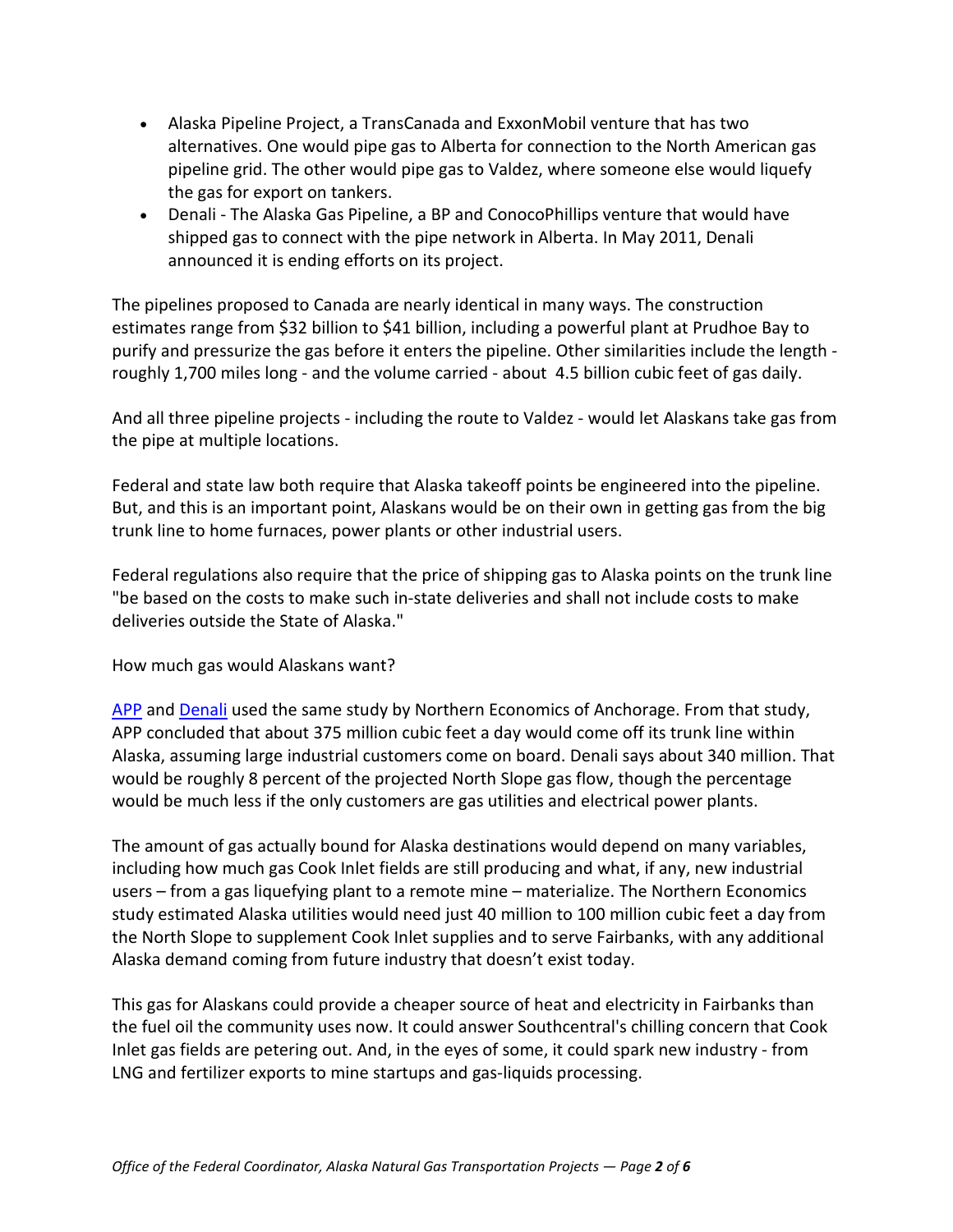- Alaska Pipeline Project, a TransCanada and ExxonMobil venture that has two alternatives. One would pipe gas to Alberta for connection to the North American gas pipeline grid. The other would pipe gas to Valdez, where someone else would liquefy the gas for export on tankers.
- Denali - The Alaska Gas Pipeline, a BP and ConocoPhillips venture that would have shipped gas to connect with the pipe network in Alberta. In May 2011, Denali announced it is ending efforts on its project.

The pipelines proposed to Canada are nearly identical in many ways. The construction estimates range from $32 billion to $41 billion, including a powerful plant at Prudhoe Bay to purify and pressurize the gas before it enters the pipeline. Other similarities include the length - roughly 1,700 miles long - and the volume carried - about 4.5 billion cubic feet of gas daily.

And all three pipeline projects - including the route to Valdez - would let Alaskans take gas from the pipe at multiple locations.

Federal and state law both require that Alaska takeoff points be engineered into the pipeline. But, and this is an important point, Alaskans would be on their own in getting gas from the big trunk line to home furnaces, power plants or other industrial users.

Federal regulations also require that the price of shipping gas to Alaska points on the trunk line "be based on the costs to make such in-state deliveries and shall not include costs to make deliveries outside the State of Alaska."

How much gas would Alaskans want?

APP and Denali used the same study by Northern Economics of Anchorage. From that study, APP concluded that about 375 million cubic feet a day would come off its trunk line within Alaska, assuming large industrial customers come on board. Denali says about 340 million. That would be roughly 8 percent of the projected North Slope gas flow, though the percentage would be much less if the only customers are gas utilities and electrical power plants.

The amount of gas actually bound for Alaska destinations would depend on many variables, including how much gas Cook Inlet fields are still producing and what, if any, new industrial users – from a gas liquefying plant to a remote mine – materialize. The Northern Economics study estimated Alaska utilities would need just 40 million to 100 million cubic feet a day from the North Slope to supplement Cook Inlet supplies and to serve Fairbanks, with any additional Alaska demand coming from future industry that doesn't exist today.

This gas for Alaskans could provide a cheaper source of heat and electricity in Fairbanks than the fuel oil the community uses now. It could answer Southcentral's chilling concern that Cook Inlet gas fields are petering out. And, in the eyes of some, it could spark new industry - from LNG and fertilizer exports to mine startups and gas-liquids processing.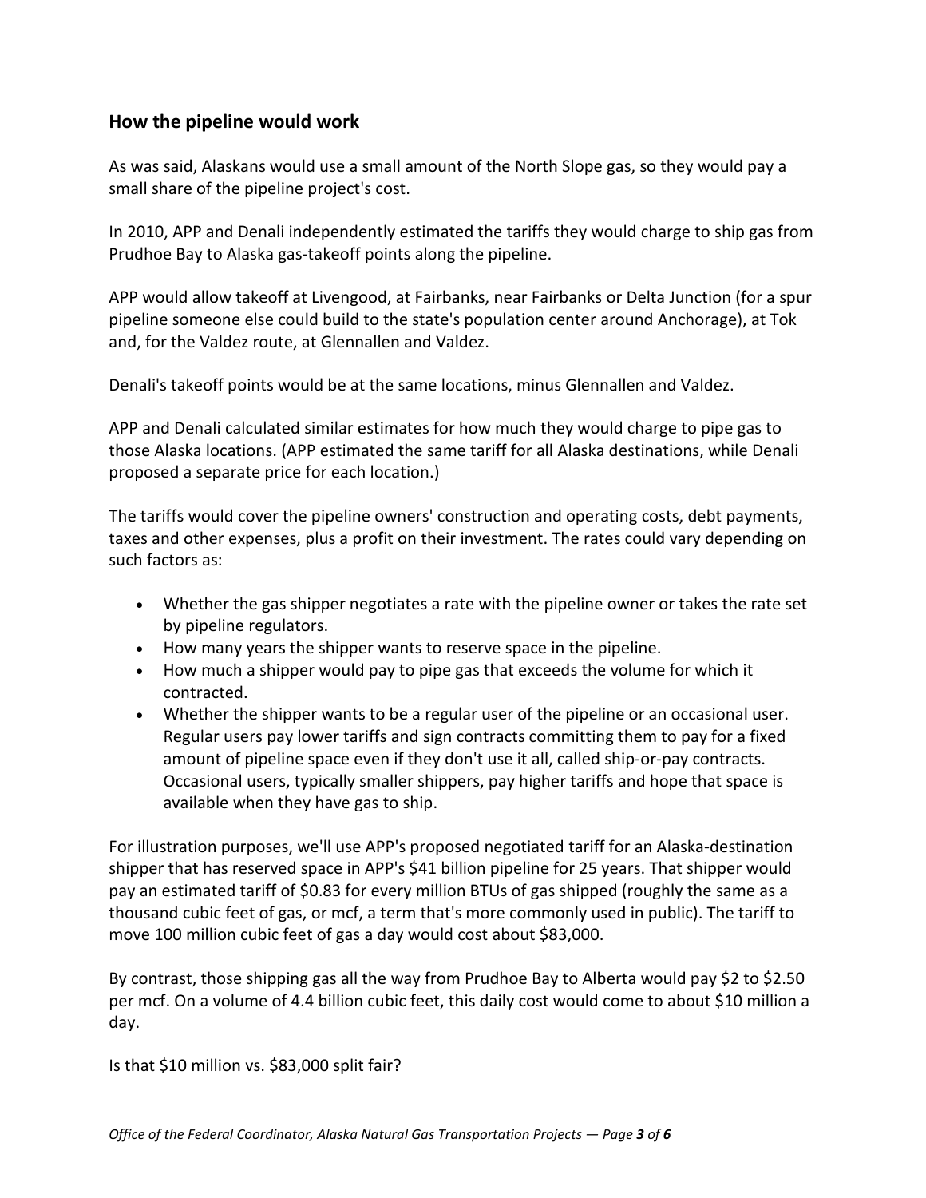## How the pipeline would work

As was said, Alaskans would use a small amount of the North Slope gas, so they would pay a small share of the pipeline project's cost.

In 2010, APP and Denali independently estimated the tariffs they would charge to ship gas from Prudhoe Bay to Alaska gas-takeoff points along the pipeline.

APP would allow takeoff at Livengood, at Fairbanks, near Fairbanks or Delta Junction (for a spur pipeline someone else could build to the state's population center around Anchorage), at Tok and, for the Valdez route, at Glennallen and Valdez.

Denali's takeoff points would be at the same locations, minus Glennallen and Valdez.

APP and Denali calculated similar estimates for how much they would charge to pipe gas to those Alaska locations. (APP estimated the same tariff for all Alaska destinations, while Denali proposed a separate price for each location.)

The tariffs would cover the pipeline owners' construction and operating costs, debt payments, taxes and other expenses, plus a profit on their investment. The rates could vary depending on such factors as:

- Whether the gas shipper negotiates a rate with the pipeline owner or takes the rate set by pipeline regulators.
- How many years the shipper wants to reserve space in the pipeline.
- How much a shipper would pay to pipe gas that exceeds the volume for which it contracted.
- Whether the shipper wants to be a regular user of the pipeline or an occasional user. Regular users pay lower tariffs and sign contracts committing them to pay for a fixed amount of pipeline space even if they don't use it all, called ship-or-pay contracts. Occasional users, typically smaller shippers, pay higher tariffs and hope that space is available when they have gas to ship.

For illustration purposes, we'll use APP's proposed negotiated tariff for an Alaska-destination shipper that has reserved space in APP's $41 billion pipeline for 25 years. That shipper would pay an estimated tariff of $0.83 for every million BTUs of gas shipped (roughly the same as a thousand cubic feet of gas, or mcf, a term that's more commonly used in public). The tariff to move 100 million cubic feet of gas a day would cost about $83,000.

By contrast, those shipping gas all the way from Prudhoe Bay to Alberta would pay $2 to $2.50 per mcf. On a volume of 4.4 billion cubic feet, this daily cost would come to about $10 million a day.

Is that $10 million vs. $83,000 split fair?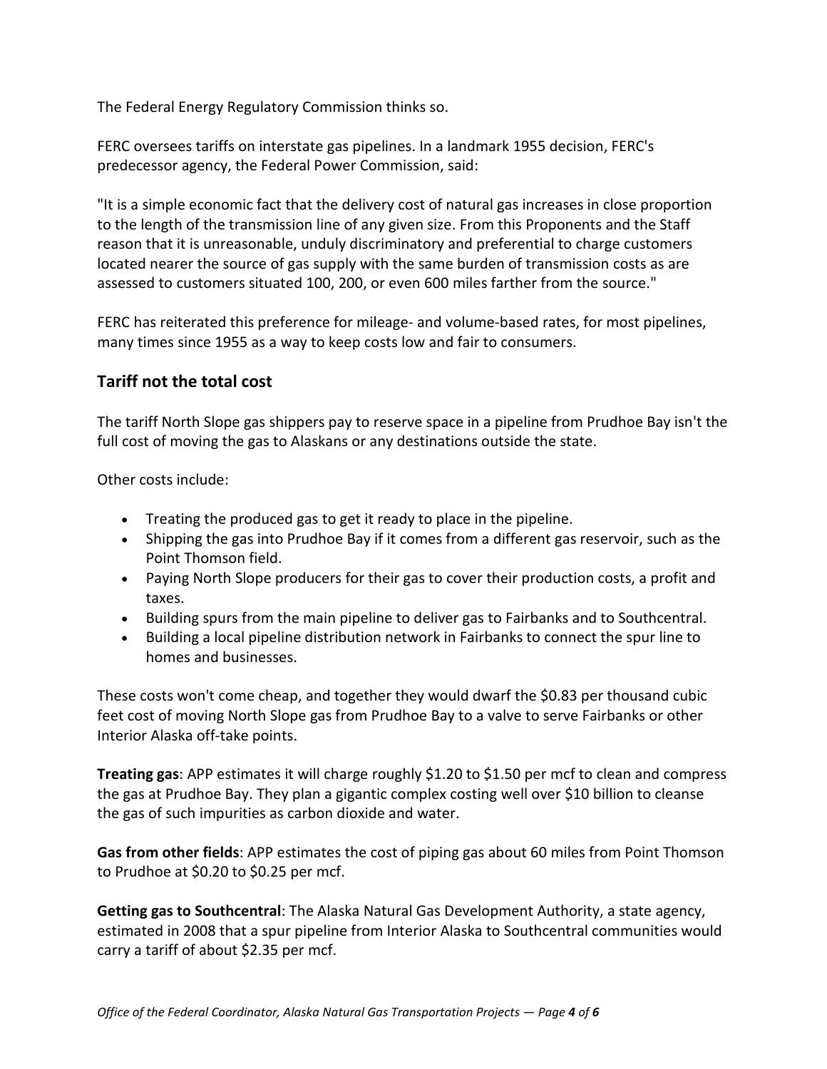The Federal Energy Regulatory Commission thinks so.

FERC oversees tariffs on interstate gas pipelines. In a landmark 1955 decision, FERC's predecessor agency, the Federal Power Commission, said:

"It is a simple economic fact that the delivery cost of natural gas increases in close proportion to the length of the transmission line of any given size. From this Proponents and the Staff reason that it is unreasonable, unduly discriminatory and preferential to charge customers located nearer the source of gas supply with the same burden of transmission costs as are assessed to customers situated 100, 200, or even 600 miles farther from the source."

FERC has reiterated this preference for mileage- and volume-based rates, for most pipelines, many times since 1955 as a way to keep costs low and fair to consumers.

## Tariff not the total cost

The tariff North Slope gas shippers pay to reserve space in a pipeline from Prudhoe Bay isn't the full cost of moving the gas to Alaskans or any destinations outside the state.

Other costs include:

- Treating the produced gas to get it ready to place in the pipeline.
- Shipping the gas into Prudhoe Bay if it comes from a different gas reservoir, such as the Point Thomson field.
- Paying North Slope producers for their gas to cover their production costs, a profit and taxes.
- Building spurs from the main pipeline to deliver gas to Fairbanks and to Southcentral.
- Building a local pipeline distribution network in Fairbanks to connect the spur line to homes and businesses.

These costs won't come cheap, and together they would dwarf the $0.83 per thousand cubic feet cost of moving North Slope gas from Prudhoe Bay to a valve to serve Fairbanks or other Interior Alaska off-take points.

**Treating gas**: APP estimates it will charge roughly $1.20 to $1.50 per mcf to clean and compress the gas at Prudhoe Bay. They plan a gigantic complex costing well over $10 billion to cleanse the gas of such impurities as carbon dioxide and water.

**Gas from other fields**: APP estimates the cost of piping gas about 60 miles from Point Thomson to Prudhoe at $0.20 to $0.25 per mcf.

**Getting gas to Southcentral**: The Alaska Natural Gas Development Authority, a state agency, estimated in 2008 that a spur pipeline from Interior Alaska to Southcentral communities would carry a tariff of about $2.35 per mcf.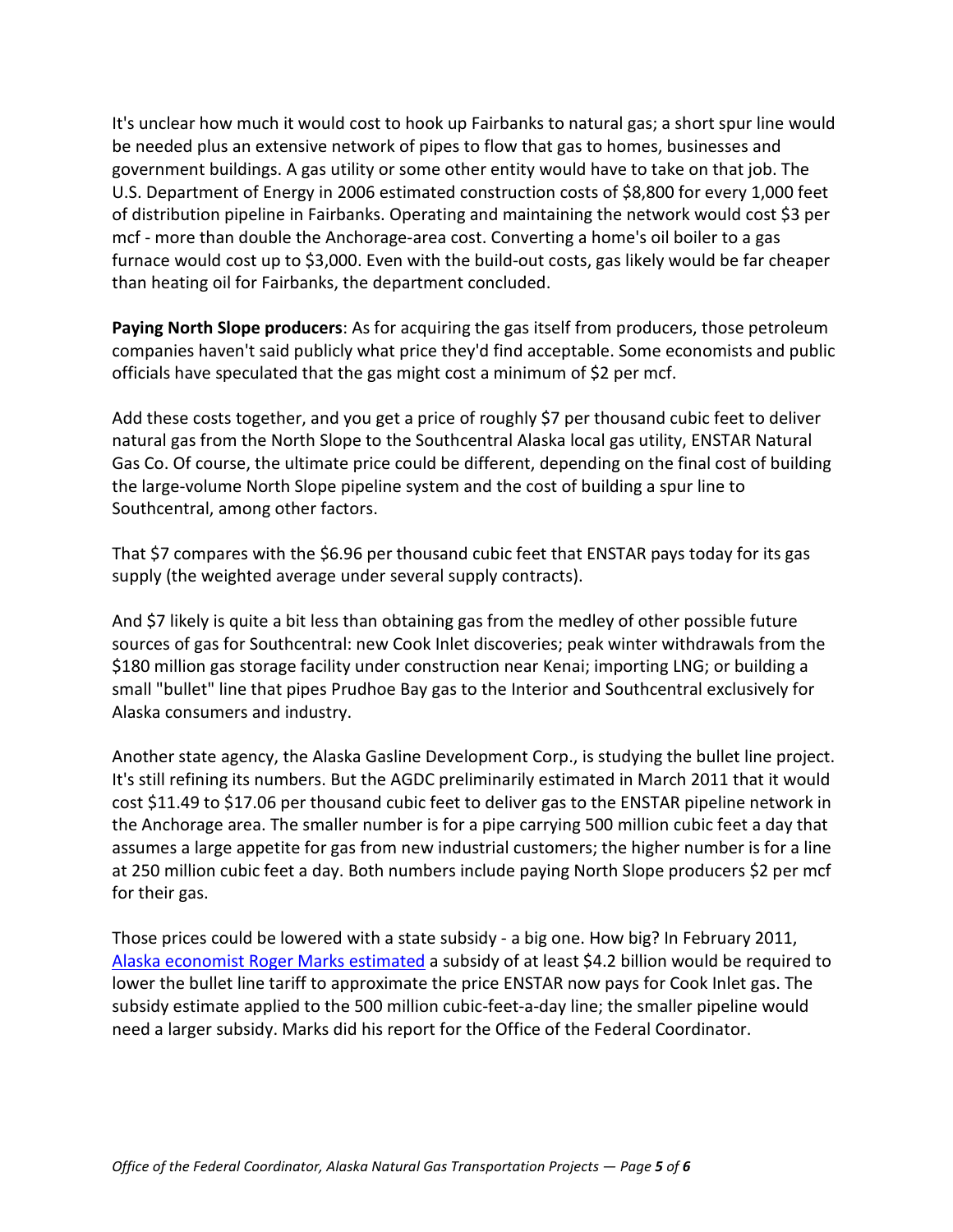It's unclear how much it would cost to hook up Fairbanks to natural gas; a short spur line would be needed plus an extensive network of pipes to flow that gas to homes, businesses and government buildings. A gas utility or some other entity would have to take on that job. The U.S. Department of Energy in 2006 estimated construction costs of $8,800 for every 1,000 feet of distribution pipeline in Fairbanks. Operating and maintaining the network would cost $3 per mcf - more than double the Anchorage-area cost. Converting a home's oil boiler to a gas furnace would cost up to $3,000. Even with the build-out costs, gas likely would be far cheaper than heating oil for Fairbanks, the department concluded.

**Paying North Slope producers**: As for acquiring the gas itself from producers, those petroleum companies haven't said publicly what price they'd find acceptable. Some economists and public officials have speculated that the gas might cost a minimum of $2 per mcf.

Add these costs together, and you get a price of roughly $7 per thousand cubic feet to deliver natural gas from the North Slope to the Southcentral Alaska local gas utility, ENSTAR Natural Gas Co. Of course, the ultimate price could be different, depending on the final cost of building the large-volume North Slope pipeline system and the cost of building a spur line to Southcentral, among other factors.

That $7 compares with the $6.96 per thousand cubic feet that ENSTAR pays today for its gas supply (the weighted average under several supply contracts).

And $7 likely is quite a bit less than obtaining gas from the medley of other possible future sources of gas for Southcentral: new Cook Inlet discoveries; peak winter withdrawals from the $180 million gas storage facility under construction near Kenai; importing LNG; or building a small "bullet" line that pipes Prudhoe Bay gas to the Interior and Southcentral exclusively for Alaska consumers and industry.

Another state agency, the Alaska Gasline Development Corp., is studying the bullet line project. It's still refining its numbers. But the AGDC preliminarily estimated in March 2011 that it would cost $11.49 to $17.06 per thousand cubic feet to deliver gas to the ENSTAR pipeline network in the Anchorage area. The smaller number is for a pipe carrying 500 million cubic feet a day that assumes a large appetite for gas from new industrial customers; the higher number is for a line at 250 million cubic feet a day. Both numbers include paying North Slope producers $2 per mcf for their gas.

Those prices could be lowered with a state subsidy - a big one. How big? In February 2011, Alaska economist Roger Marks estimated a subsidy of at least $4.2 billion would be required to lower the bullet line tariff to approximate the price ENSTAR now pays for Cook Inlet gas. The subsidy estimate applied to the 500 million cubic-feet-a-day line; the smaller pipeline would need a larger subsidy. Marks did his report for the Office of the Federal Coordinator.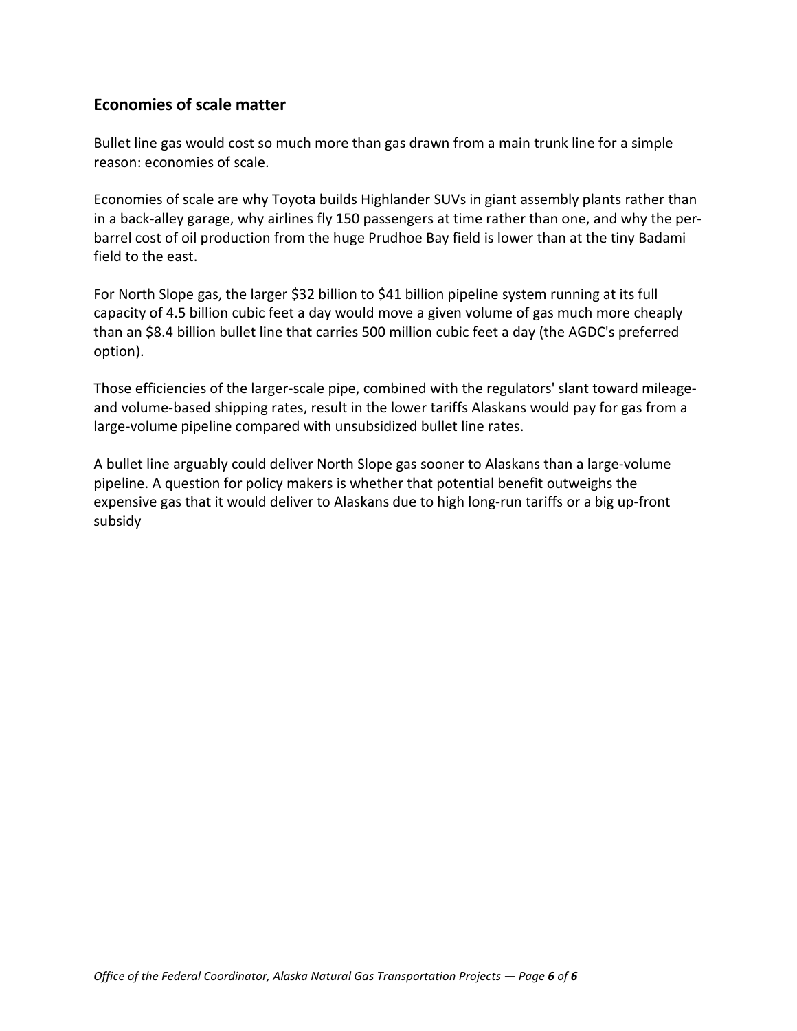## Economies of scale matter

Bullet line gas would cost so much more than gas drawn from a main trunk line for a simple reason: economies of scale.

Economies of scale are why Toyota builds Highlander SUVs in giant assembly plants rather than in a back-alley garage, why airlines fly 150 passengers at time rather than one, and why the per-barrel cost of oil production from the huge Prudhoe Bay field is lower than at the tiny Badami field to the east.

For North Slope gas, the larger $32 billion to $41 billion pipeline system running at its full capacity of 4.5 billion cubic feet a day would move a given volume of gas much more cheaply than an $8.4 billion bullet line that carries 500 million cubic feet a day (the AGDC's preferred option).

Those efficiencies of the larger-scale pipe, combined with the regulators' slant toward mileage- and volume-based shipping rates, result in the lower tariffs Alaskans would pay for gas from a large-volume pipeline compared with unsubsidized bullet line rates.

A bullet line arguably could deliver North Slope gas sooner to Alaskans than a large-volume pipeline. A question for policy makers is whether that potential benefit outweighs the expensive gas that it would deliver to Alaskans due to high long-run tariffs or a big up-front subsidy